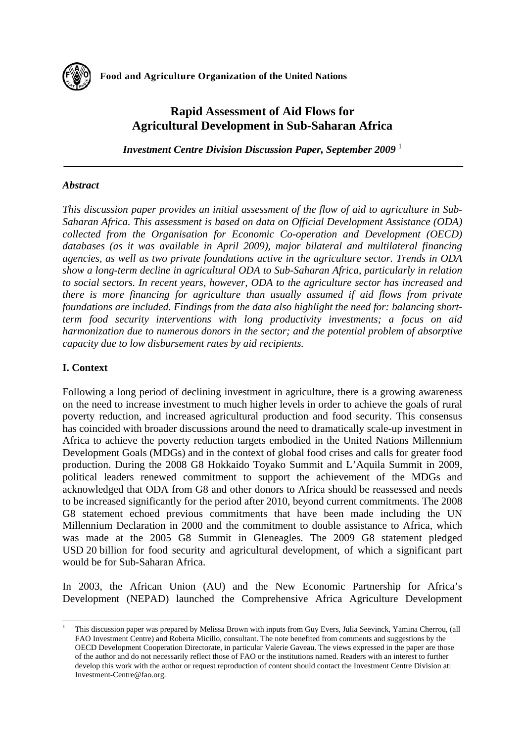**Food and Agriculture Organization of the United Nations**

# Rapid Assessment of Aid Flows for Agricultural Development in Sub-Saharan Africa

***Investment Centre Division Discussion Paper, September 2009*** [1]

---

### *Abstract*

*This discussion paper provides an initial assessment of the flow of aid to agriculture in Sub-Saharan Africa. This assessment is based on data on Official Development Assistance (ODA) collected from the Organisation for Economic Co-operation and Development (OECD) databases (as it was available in April 2009), major bilateral and multilateral financing agencies, as well as two private foundations active in the agriculture sector. Trends in ODA show a long-term decline in agricultural ODA to Sub-Saharan Africa, particularly in relation to social sectors. In recent years, however, ODA to the agriculture sector has increased and there is more financing for agriculture than usually assumed if aid flows from private foundations are included. Findings from the data also highlight the need for: balancing short-term food security interventions with long productivity investments; a focus on aid harmonization due to numerous donors in the sector; and the potential problem of absorptive capacity due to low disbursement rates by aid recipients.*

## I. Context

Following a long period of declining investment in agriculture, there is a growing awareness on the need to increase investment to much higher levels in order to achieve the goals of rural poverty reduction, and increased agricultural production and food security. This consensus has coincided with broader discussions around the need to dramatically scale-up investment in Africa to achieve the poverty reduction targets embodied in the United Nations Millennium Development Goals (MDGs) and in the context of global food crises and calls for greater food production. During the 2008 G8 Hokkaido Toyako Summit and L'Aquila Summit in 2009, political leaders renewed commitment to support the achievement of the MDGs and acknowledged that ODA from G8 and other donors to Africa should be reassessed and needs to be increased significantly for the period after 2010, beyond current commitments. The 2008 G8 statement echoed previous commitments that have been made including the UN Millennium Declaration in 2000 and the commitment to double assistance to Africa, which was made at the 2005 G8 Summit in Gleneagles. The 2009 G8 statement pledged USD 20 billion for food security and agricultural development, of which a significant part would be for Sub-Saharan Africa.

In 2003, the African Union (AU) and the New Economic Partnership for Africa's Development (NEPAD) launched the Comprehensive Africa Agriculture Development

---

[1] This discussion paper was prepared by Melissa Brown with inputs from Guy Evers, Julia Seevinck, Yamina Cherrou, (all FAO Investment Centre) and Roberta Micillo, consultant. The note benefited from comments and suggestions by the OECD Development Cooperation Directorate, in particular Valerie Gaveau. The views expressed in the paper are those of the author and do not necessarily reflect those of FAO or the institutions named. Readers with an interest to further develop this work with the author or request reproduction of content should contact the Investment Centre Division at: Investment-Centre@fao.org.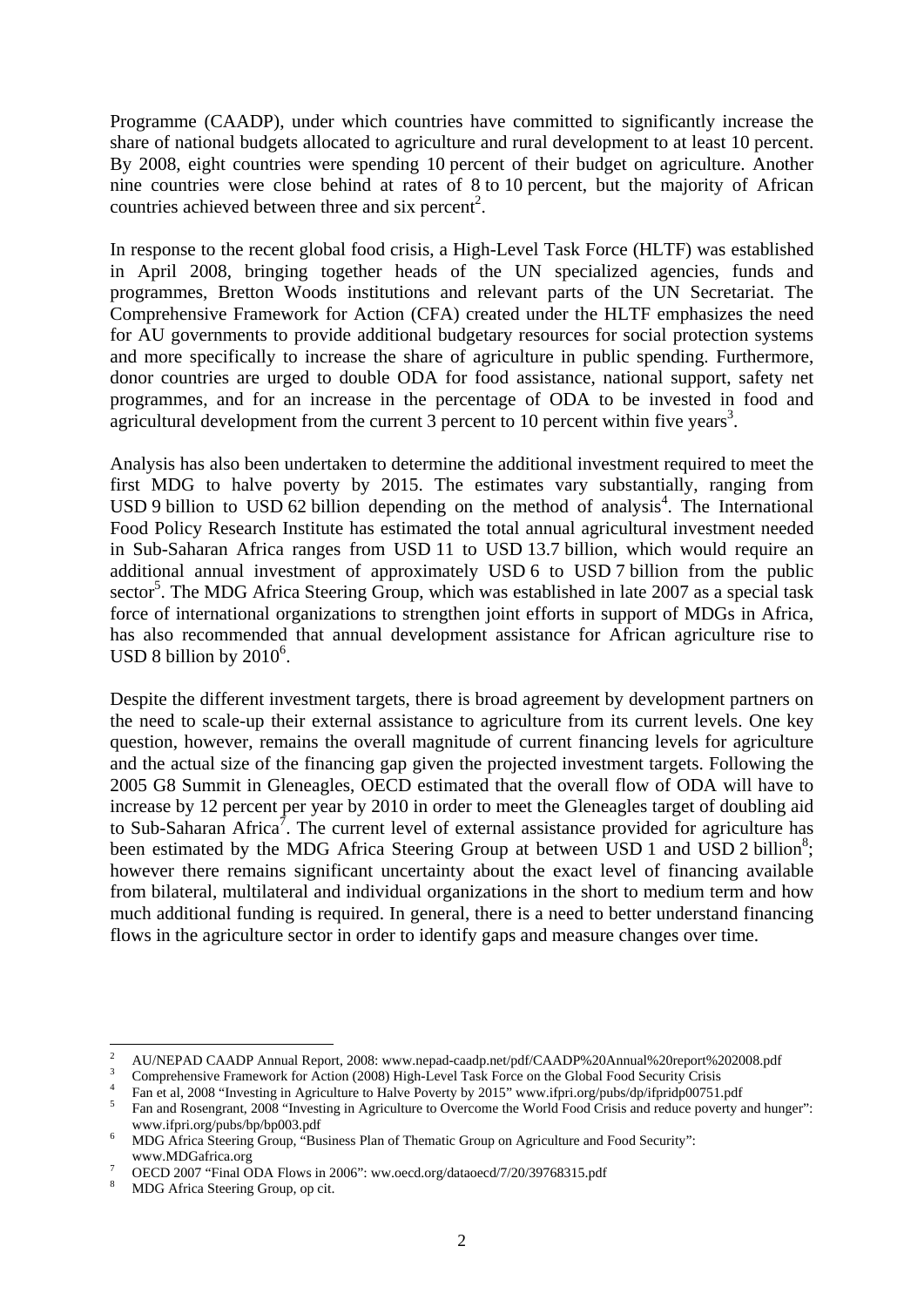Programme (CAADP), under which countries have committed to significantly increase the share of national budgets allocated to agriculture and rural development to at least 10 percent. By 2008, eight countries were spending 10 percent of their budget on agriculture. Another nine countries were close behind at rates of 8 to 10 percent, but the majority of African countries achieved between three and six percent[2].

In response to the recent global food crisis, a High-Level Task Force (HLTF) was established in April 2008, bringing together heads of the UN specialized agencies, funds and programmes, Bretton Woods institutions and relevant parts of the UN Secretariat. The Comprehensive Framework for Action (CFA) created under the HLTF emphasizes the need for AU governments to provide additional budgetary resources for social protection systems and more specifically to increase the share of agriculture in public spending. Furthermore, donor countries are urged to double ODA for food assistance, national support, safety net programmes, and for an increase in the percentage of ODA to be invested in food and agricultural development from the current 3 percent to 10 percent within five years[3].

Analysis has also been undertaken to determine the additional investment required to meet the first MDG to halve poverty by 2015. The estimates vary substantially, ranging from USD 9 billion to USD 62 billion depending on the method of analysis[4]. The International Food Policy Research Institute has estimated the total annual agricultural investment needed in Sub-Saharan Africa ranges from USD 11 to USD 13.7 billion, which would require an additional annual investment of approximately USD 6 to USD 7 billion from the public sector[5]. The MDG Africa Steering Group, which was established in late 2007 as a special task force of international organizations to strengthen joint efforts in support of MDGs in Africa, has also recommended that annual development assistance for African agriculture rise to USD 8 billion by 2010[6].

Despite the different investment targets, there is broad agreement by development partners on the need to scale-up their external assistance to agriculture from its current levels. One key question, however, remains the overall magnitude of current financing levels for agriculture and the actual size of the financing gap given the projected investment targets. Following the 2005 G8 Summit in Gleneagles, OECD estimated that the overall flow of ODA will have to increase by 12 percent per year by 2010 in order to meet the Gleneagles target of doubling aid to Sub-Saharan Africa[7]. The current level of external assistance provided for agriculture has been estimated by the MDG Africa Steering Group at between USD 1 and USD 2 billion[8]; however there remains significant uncertainty about the exact level of financing available from bilateral, multilateral and individual organizations in the short to medium term and how much additional funding is required. In general, there is a need to better understand financing flows in the agriculture sector in order to identify gaps and measure changes over time.

---

[2] AU/NEPAD CAADP Annual Report, 2008: www.nepad-caadp.net/pdf/CAADP%20Annual%20report%202008.pdf

[3] Comprehensive Framework for Action (2008) High-Level Task Force on the Global Food Security Crisis

[4] Fan et al, 2008 "Investing in Agriculture to Halve Poverty by 2015" www.ifpri.org/pubs/dp/ifpridp00751.pdf

[5] Fan and Rosengrant, 2008 "Investing in Agriculture to Overcome the World Food Crisis and reduce poverty and hunger": www.ifpri.org/pubs/bp/bp003.pdf

[6] MDG Africa Steering Group, "Business Plan of Thematic Group on Agriculture and Food Security": www.MDGafrica.org

[7] OECD 2007 "Final ODA Flows in 2006": ww.oecd.org/dataoecd/7/20/39768315.pdf

[8] MDG Africa Steering Group, op cit.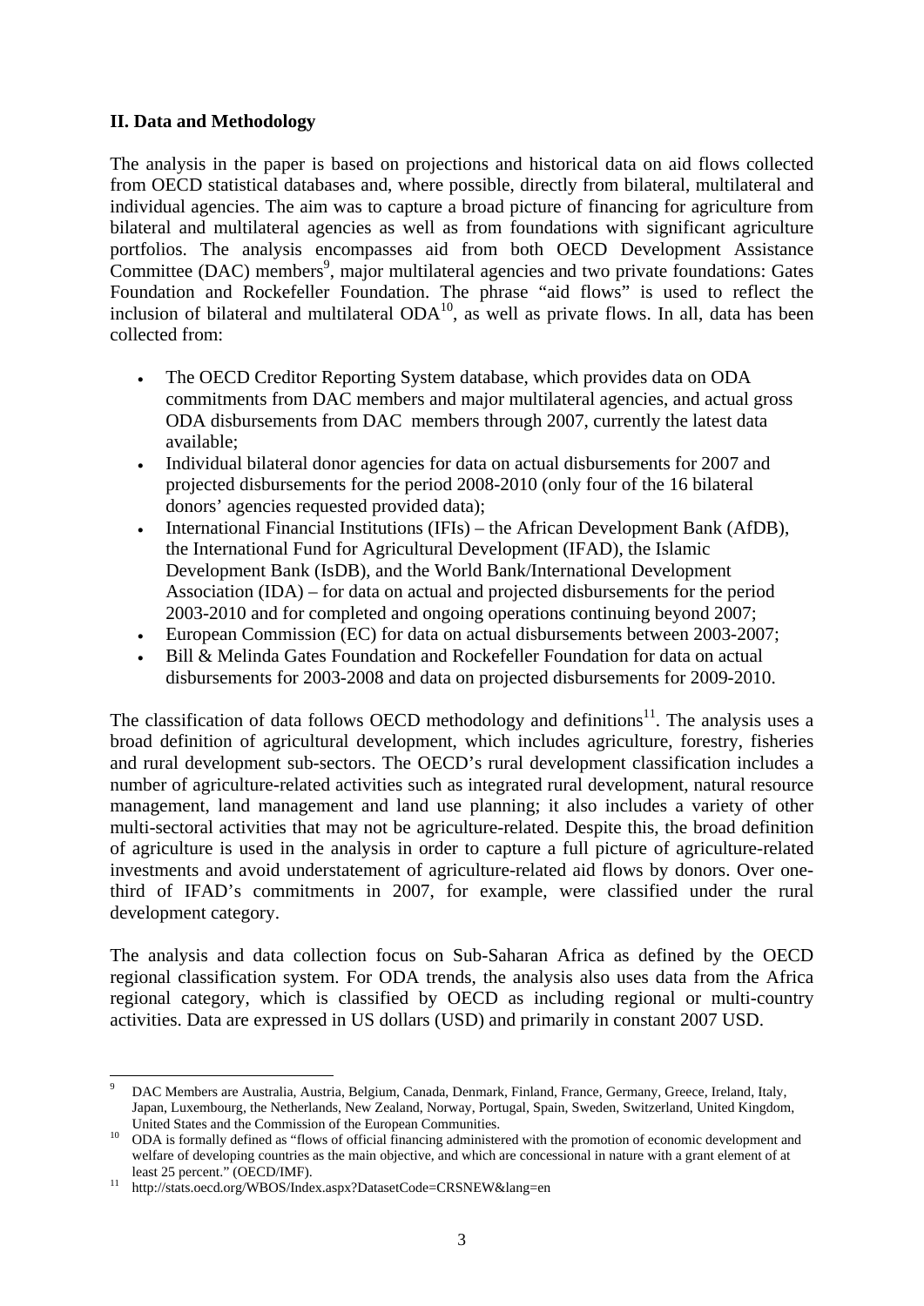## II. Data and Methodology

The analysis in the paper is based on projections and historical data on aid flows collected from OECD statistical databases and, where possible, directly from bilateral, multilateral and individual agencies. The aim was to capture a broad picture of financing for agriculture from bilateral and multilateral agencies as well as from foundations with significant agriculture portfolios. The analysis encompasses aid from both OECD Development Assistance Committee (DAC) members[9], major multilateral agencies and two private foundations: Gates Foundation and Rockefeller Foundation. The phrase "aid flows" is used to reflect the inclusion of bilateral and multilateral ODA[10], as well as private flows. In all, data has been collected from:

- The OECD Creditor Reporting System database, which provides data on ODA commitments from DAC members and major multilateral agencies, and actual gross ODA disbursements from DAC members through 2007, currently the latest data available;
- Individual bilateral donor agencies for data on actual disbursements for 2007 and projected disbursements for the period 2008-2010 (only four of the 16 bilateral donors' agencies requested provided data);
- International Financial Institutions (IFIs) – the African Development Bank (AfDB), the International Fund for Agricultural Development (IFAD), the Islamic Development Bank (IsDB), and the World Bank/International Development Association (IDA) – for data on actual and projected disbursements for the period 2003-2010 and for completed and ongoing operations continuing beyond 2007;
- European Commission (EC) for data on actual disbursements between 2003-2007;
- Bill & Melinda Gates Foundation and Rockefeller Foundation for data on actual disbursements for 2003-2008 and data on projected disbursements for 2009-2010.

The classification of data follows OECD methodology and definitions[11]. The analysis uses a broad definition of agricultural development, which includes agriculture, forestry, fisheries and rural development sub-sectors. The OECD's rural development classification includes a number of agriculture-related activities such as integrated rural development, natural resource management, land management and land use planning; it also includes a variety of other multi-sectoral activities that may not be agriculture-related. Despite this, the broad definition of agriculture is used in the analysis in order to capture a full picture of agriculture-related investments and avoid understatement of agriculture-related aid flows by donors. Over one-third of IFAD's commitments in 2007, for example, were classified under the rural development category.

The analysis and data collection focus on Sub-Saharan Africa as defined by the OECD regional classification system. For ODA trends, the analysis also uses data from the Africa regional category, which is classified by OECD as including regional or multi-country activities. Data are expressed in US dollars (USD) and primarily in constant 2007 USD.

---

[9] DAC Members are Australia, Austria, Belgium, Canada, Denmark, Finland, France, Germany, Greece, Ireland, Italy, Japan, Luxembourg, the Netherlands, New Zealand, Norway, Portugal, Spain, Sweden, Switzerland, United Kingdom, United States and the Commission of the European Communities.

[10] ODA is formally defined as "flows of official financing administered with the promotion of economic development and welfare of developing countries as the main objective, and which are concessional in nature with a grant element of at least 25 percent." (OECD/IMF).

[11] http://stats.oecd.org/WBOS/Index.aspx?DatasetCode=CRSNEW&lang=en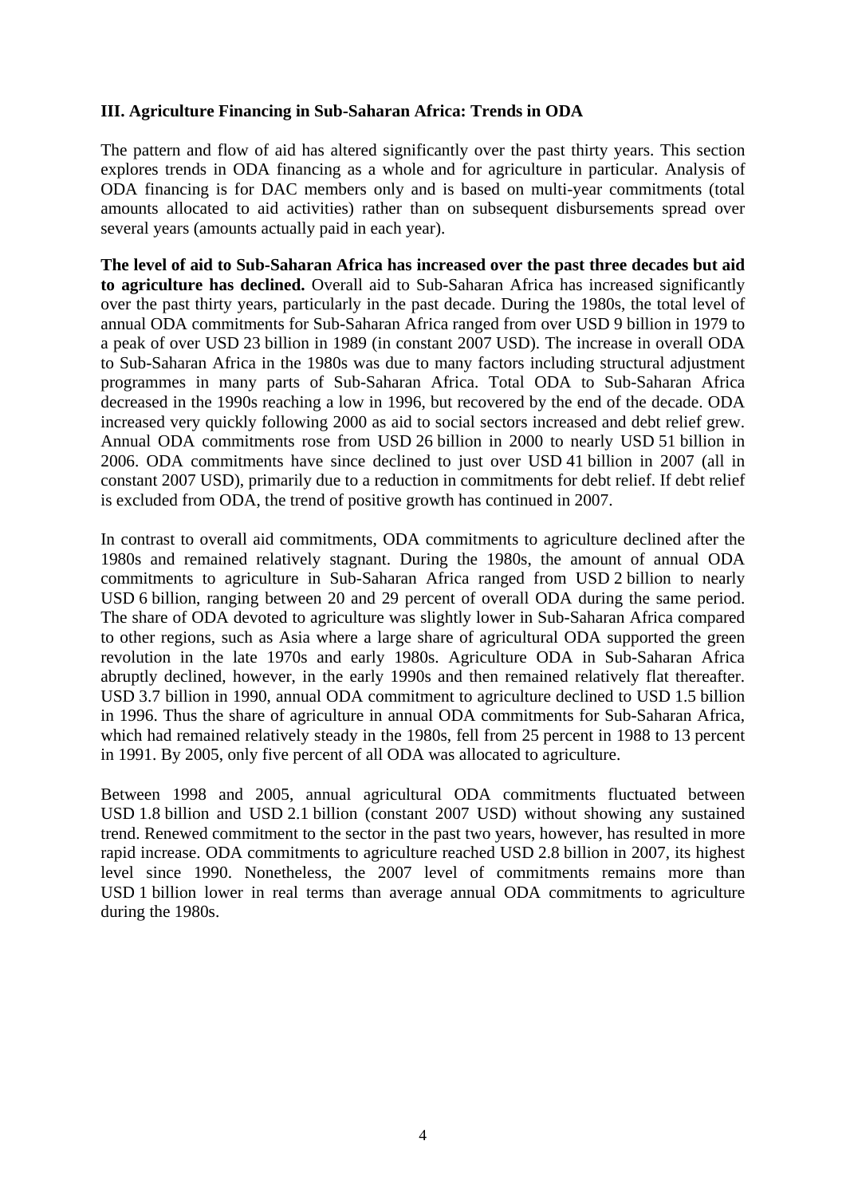### III. Agriculture Financing in Sub-Saharan Africa: Trends in ODA

The pattern and flow of aid has altered significantly over the past thirty years. This section explores trends in ODA financing as a whole and for agriculture in particular. Analysis of ODA financing is for DAC members only and is based on multi-year commitments (total amounts allocated to aid activities) rather than on subsequent disbursements spread over several years (amounts actually paid in each year).

**The level of aid to Sub-Saharan Africa has increased over the past three decades but aid to agriculture has declined.** Overall aid to Sub-Saharan Africa has increased significantly over the past thirty years, particularly in the past decade. During the 1980s, the total level of annual ODA commitments for Sub-Saharan Africa ranged from over USD 9 billion in 1979 to a peak of over USD 23 billion in 1989 (in constant 2007 USD). The increase in overall ODA to Sub-Saharan Africa in the 1980s was due to many factors including structural adjustment programmes in many parts of Sub-Saharan Africa. Total ODA to Sub-Saharan Africa decreased in the 1990s reaching a low in 1996, but recovered by the end of the decade. ODA increased very quickly following 2000 as aid to social sectors increased and debt relief grew. Annual ODA commitments rose from USD 26 billion in 2000 to nearly USD 51 billion in 2006. ODA commitments have since declined to just over USD 41 billion in 2007 (all in constant 2007 USD), primarily due to a reduction in commitments for debt relief. If debt relief is excluded from ODA, the trend of positive growth has continued in 2007.

In contrast to overall aid commitments, ODA commitments to agriculture declined after the 1980s and remained relatively stagnant. During the 1980s, the amount of annual ODA commitments to agriculture in Sub-Saharan Africa ranged from USD 2 billion to nearly USD 6 billion, ranging between 20 and 29 percent of overall ODA during the same period. The share of ODA devoted to agriculture was slightly lower in Sub-Saharan Africa compared to other regions, such as Asia where a large share of agricultural ODA supported the green revolution in the late 1970s and early 1980s. Agriculture ODA in Sub-Saharan Africa abruptly declined, however, in the early 1990s and then remained relatively flat thereafter. USD 3.7 billion in 1990, annual ODA commitment to agriculture declined to USD 1.5 billion in 1996. Thus the share of agriculture in annual ODA commitments for Sub-Saharan Africa, which had remained relatively steady in the 1980s, fell from 25 percent in 1988 to 13 percent in 1991. By 2005, only five percent of all ODA was allocated to agriculture.

Between 1998 and 2005, annual agricultural ODA commitments fluctuated between USD 1.8 billion and USD 2.1 billion (constant 2007 USD) without showing any sustained trend. Renewed commitment to the sector in the past two years, however, has resulted in more rapid increase. ODA commitments to agriculture reached USD 2.8 billion in 2007, its highest level since 1990. Nonetheless, the 2007 level of commitments remains more than USD 1 billion lower in real terms than average annual ODA commitments to agriculture during the 1980s.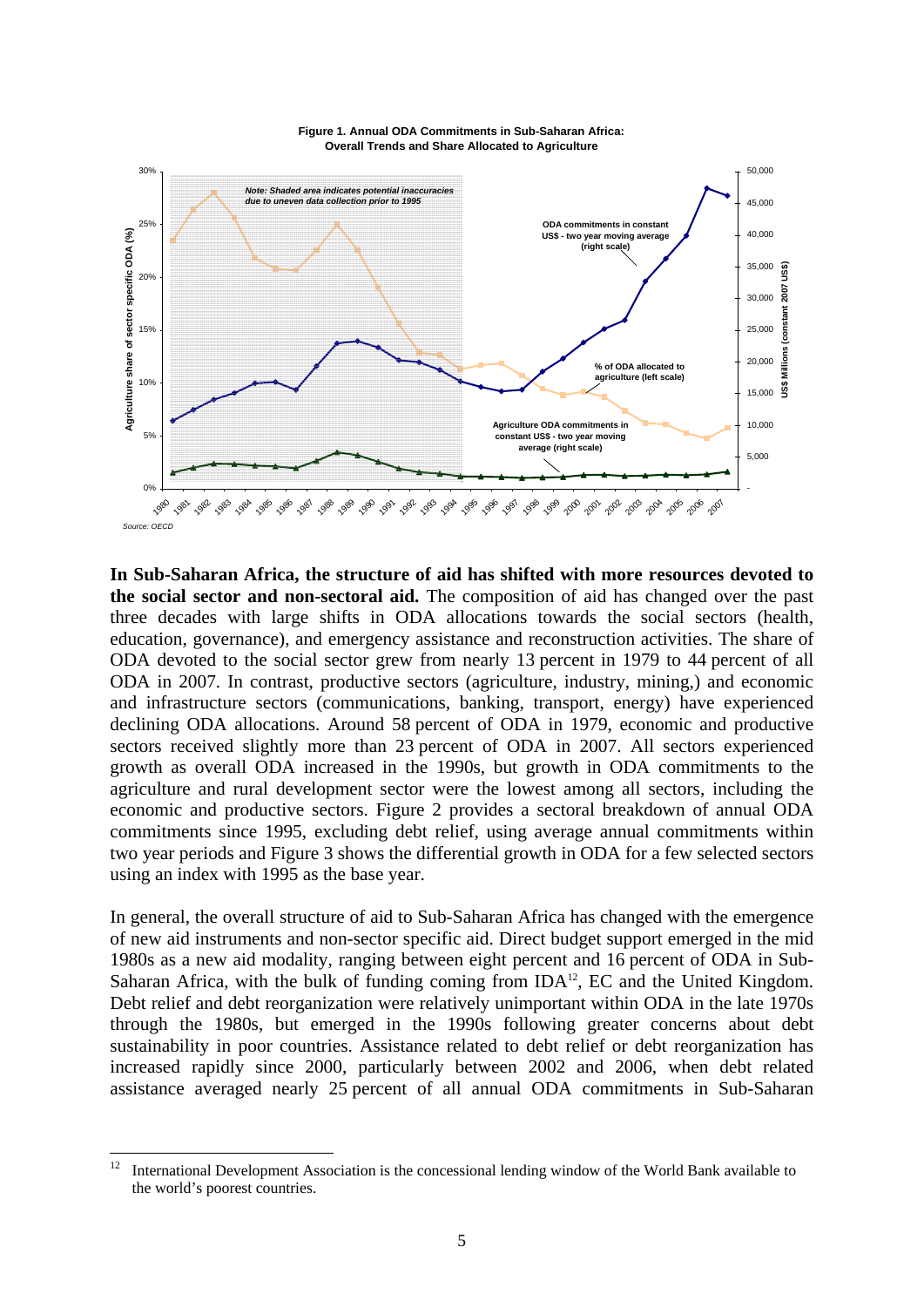**Figure 1. Annual ODA Commitments in Sub-Saharan Africa: Overall Trends and Share Allocated to Agriculture**

Source: OECD

**In Sub-Saharan Africa, the structure of aid has shifted with more resources devoted to the social sector and non-sectoral aid.** The composition of aid has changed over the past three decades with large shifts in ODA allocations towards the social sectors (health, education, governance), and emergency assistance and reconstruction activities. The share of ODA devoted to the social sector grew from nearly 13 percent in 1979 to 44 percent of all ODA in 2007. In contrast, productive sectors (agriculture, industry, mining,) and economic and infrastructure sectors (communications, banking, transport, energy) have experienced declining ODA allocations. Around 58 percent of ODA in 1979, economic and productive sectors received slightly more than 23 percent of ODA in 2007. All sectors experienced growth as overall ODA increased in the 1990s, but growth in ODA commitments to the agriculture and rural development sector were the lowest among all sectors, including the economic and productive sectors. Figure 2 provides a sectoral breakdown of annual ODA commitments since 1995, excluding debt relief, using average annual commitments within two year periods and Figure 3 shows the differential growth in ODA for a few selected sectors using an index with 1995 as the base year.

In general, the overall structure of aid to Sub-Saharan Africa has changed with the emergence of new aid instruments and non-sector specific aid. Direct budget support emerged in the mid 1980s as a new aid modality, ranging between eight percent and 16 percent of ODA in Sub-Saharan Africa, with the bulk of funding coming from IDA[12], EC and the United Kingdom. Debt relief and debt reorganization were relatively unimportant within ODA in the late 1970s through the 1980s, but emerged in the 1990s following greater concerns about debt sustainability in poor countries. Assistance related to debt relief or debt reorganization has increased rapidly since 2000, particularly between 2002 and 2006, when debt related assistance averaged nearly 25 percent of all annual ODA commitments in Sub-Saharan

[12] International Development Association is the concessional lending window of the World Bank available to the world's poorest countries.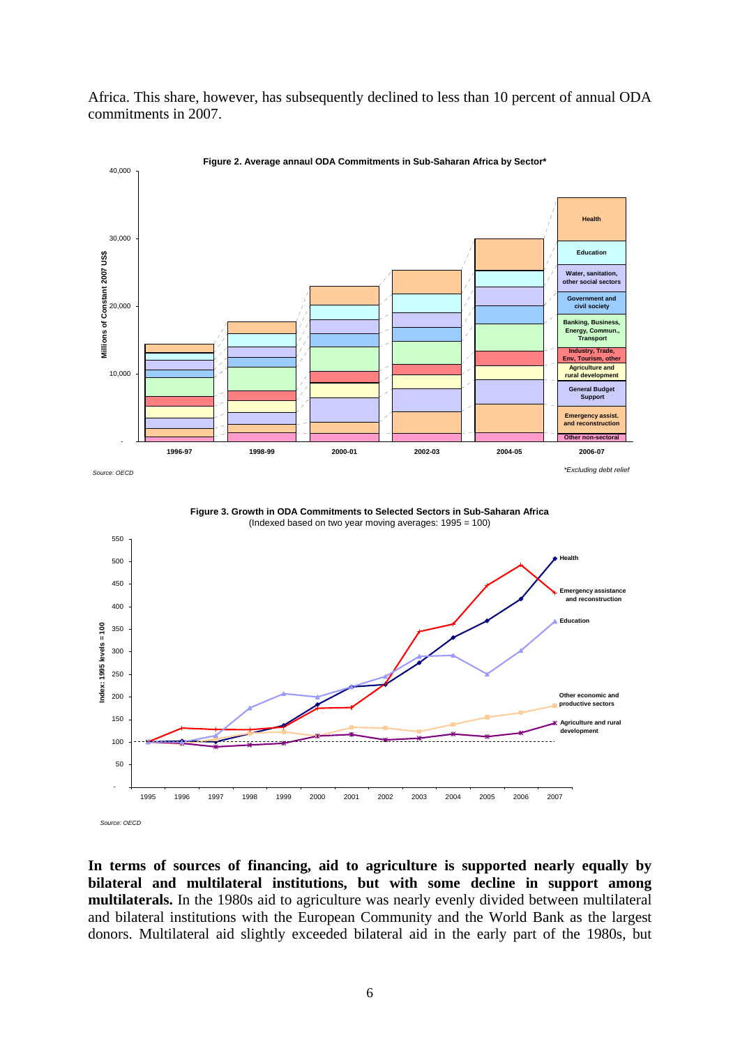Africa. This share, however, has subsequently declined to less than 10 percent of annual ODA commitments in 2007.

**Figure 2. Average annaul ODA Commitments in Sub-Saharan Africa by Sector***

Source: OECD

*Excluding debt relief

**Figure 3. Growth in ODA Commitments to Selected Sectors in Sub-Saharan Africa**
(Indexed based on two year moving averages: 1995 = 100)

Source: OECD

**In terms of sources of financing, aid to agriculture is supported nearly equally by bilateral and multilateral institutions, but with some decline in support among multilaterals.** In the 1980s aid to agriculture was nearly evenly divided between multilateral and bilateral institutions with the European Community and the World Bank as the largest donors. Multilateral aid slightly exceeded bilateral aid in the early part of the 1980s, but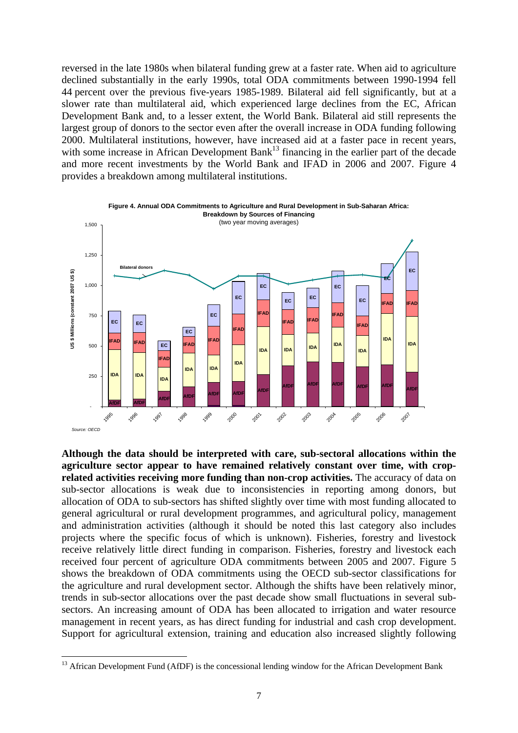reversed in the late 1980s when bilateral funding grew at a faster rate. When aid to agriculture declined substantially in the early 1990s, total ODA commitments between 1990-1994 fell 44 percent over the previous five-years 1985-1989. Bilateral aid fell significantly, but at a slower rate than multilateral aid, which experienced large declines from the EC, African Development Bank and, to a lesser extent, the World Bank. Bilateral aid still represents the largest group of donors to the sector even after the overall increase in ODA funding following 2000. Multilateral institutions, however, have increased aid at a faster pace in recent years, with some increase in African Development Bank[13] financing in the earlier part of the decade and more recent investments by the World Bank and IFAD in 2006 and 2007. Figure 4 provides a breakdown among multilateral institutions.

**Figure 4. Annual ODA Commitments to Agriculture and Rural Development in Sub-Saharan Africa: Breakdown by Sources of Financing**
(two year moving averages)

*Source: OECD*

**Although the data should be interpreted with care, sub-sectoral allocations within the agriculture sector appear to have remained relatively constant over time, with crop-related activities receiving more funding than non-crop activities.** The accuracy of data on sub-sector allocations is weak due to inconsistencies in reporting among donors, but allocation of ODA to sub-sectors has shifted slightly over time with most funding allocated to general agricultural or rural development programmes, and agricultural policy, management and administration activities (although it should be noted this last category also includes projects where the specific focus of which is unknown). Fisheries, forestry and livestock receive relatively little direct funding in comparison. Fisheries, forestry and livestock each received four percent of agriculture ODA commitments between 2005 and 2007. Figure 5 shows the breakdown of ODA commitments using the OECD sub-sector classifications for the agriculture and rural development sector. Although the shifts have been relatively minor, trends in sub-sector allocations over the past decade show small fluctuations in several sub-sectors. An increasing amount of ODA has been allocated to irrigation and water resource management in recent years, as has direct funding for industrial and cash crop development. Support for agricultural extension, training and education also increased slightly following

[13] African Development Fund (AfDF) is the concessional lending window for the African Development Bank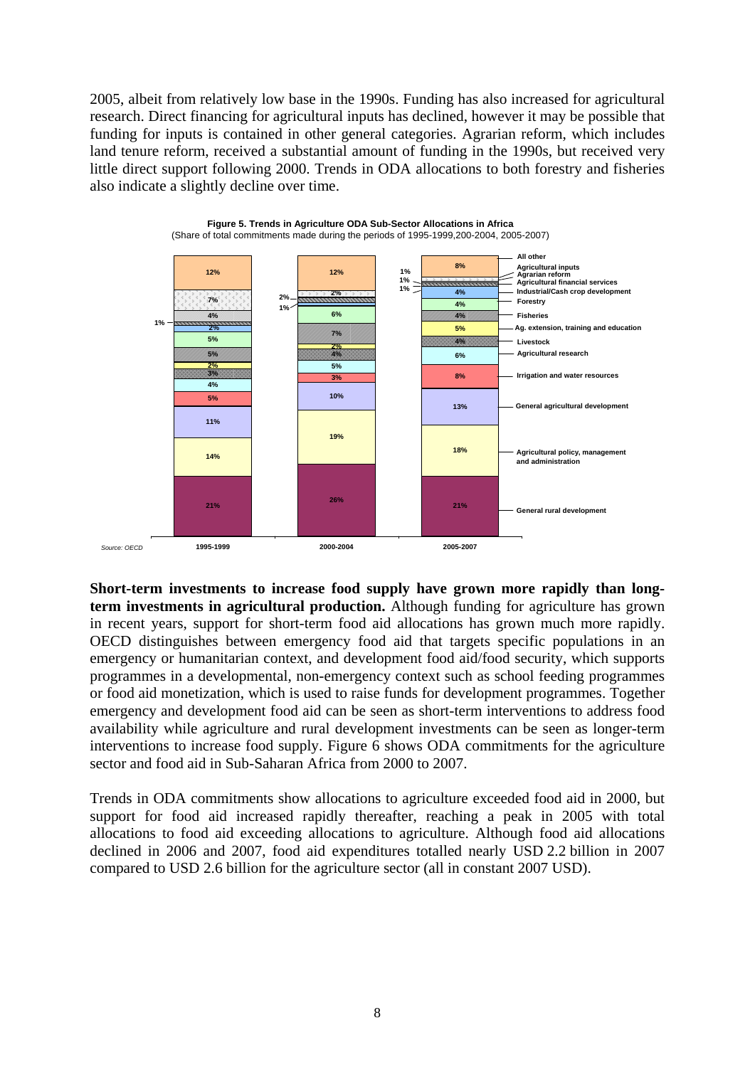2005, albeit from relatively low base in the 1990s. Funding has also increased for agricultural research. Direct financing for agricultural inputs has declined, however it may be possible that funding for inputs is contained in other general categories. Agrarian reform, which includes land tenure reform, received a substantial amount of funding in the 1990s, but received very little direct support following 2000. Trends in ODA allocations to both forestry and fisheries also indicate a slightly decline over time.

**Figure 5. Trends in Agriculture ODA Sub-Sector Allocations in Africa**
(Share of total commitments made during the periods of 1995-1999,200-2004, 2005-2007)

| Sub-sector | 1995-1999 | 2000-2004 | 2005-2007 |
|---|---|---|---|
| All other | 12% | 12% | 8% |
| Agricultural inputs | 7% | 2% | 1% |
| Agrarian reform | 4% | 2% | 1% |
| Agricultural financial services | 1% | 1% | 1% |
| Industrial/Cash crop development | 2% | 6% | 4% |
| Forestry | 5% | 7% | 4% |
| Fisheries | 5% | 2% | 4% |
| Ag. extension, training and education | 2% | 4% | 5% |
| Livestock | 3% | 5% | 4% |
| Agricultural research | 4% | 3% | 6% |
| Irrigation and water resources | 5% | 10% | 8% |
| General agricultural development | 11% | 19% | 13% |
| Agricultural policy, management and administration | 14% | | 18% |
| General rural development | 21% | 26% | 21% |

*Source: OECD*

**Short-term investments to increase food supply have grown more rapidly than long-term investments in agricultural production.** Although funding for agriculture has grown in recent years, support for short-term food aid allocations has grown much more rapidly. OECD distinguishes between emergency food aid that targets specific populations in an emergency or humanitarian context, and development food aid/food security, which supports programmes in a developmental, non-emergency context such as school feeding programmes or food aid monetization, which is used to raise funds for development programmes. Together emergency and development food aid can be seen as short-term interventions to address food availability while agriculture and rural development investments can be seen as longer-term interventions to increase food supply. Figure 6 shows ODA commitments for the agriculture sector and food aid in Sub-Saharan Africa from 2000 to 2007.

Trends in ODA commitments show allocations to agriculture exceeded food aid in 2000, but support for food aid increased rapidly thereafter, reaching a peak in 2005 with total allocations to food aid exceeding allocations to agriculture. Although food aid allocations declined in 2006 and 2007, food aid expenditures totalled nearly USD 2.2 billion in 2007 compared to USD 2.6 billion for the agriculture sector (all in constant 2007 USD).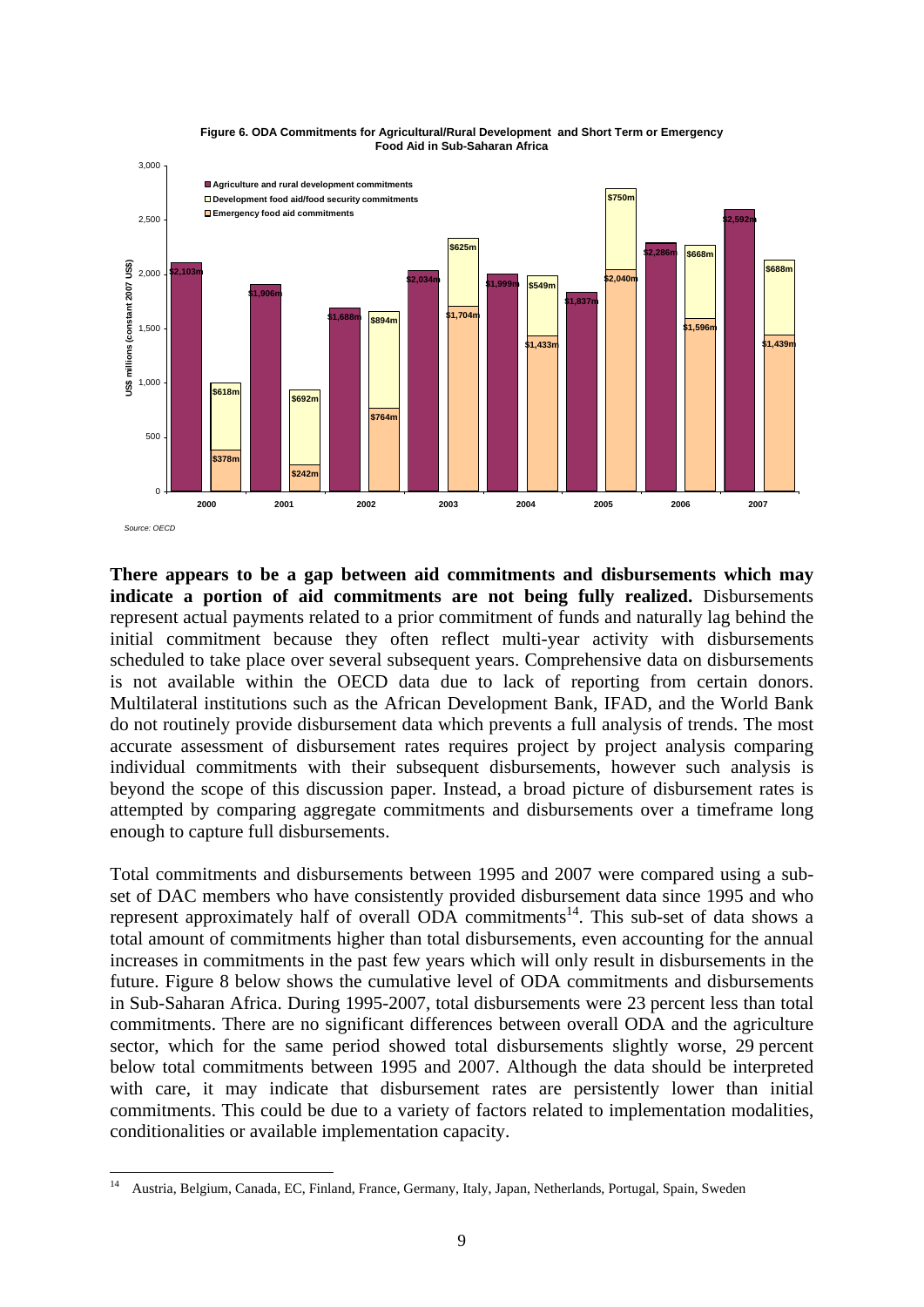**Figure 6. ODA Commitments for Agricultural/Rural Development and Short Term or Emergency Food Aid in Sub-Saharan Africa**

| Year | Agriculture and rural development commitments | Emergency food aid commitments | Development food aid/food security commitments |
|---|---|---|---|
| 2000 | $2,103m | $378m | $618m |
| 2001 | $1,906m | $242m | $692m |
| 2002 | $1,688m | $764m | $894m |
| 2003 | $2,034m | $1,704m | $625m |
| 2004 | $1,999m | $1,433m | $549m |
| 2005 | $1,837m | $2,040m | $750m |
| 2006 | $2,286m | $1,596m | $668m |
| 2007 | $2,592m | $1,439m | $688m |

*Source: OECD*

**There appears to be a gap between aid commitments and disbursements which may indicate a portion of aid commitments are not being fully realized.** Disbursements represent actual payments related to a prior commitment of funds and naturally lag behind the initial commitment because they often reflect multi-year activity with disbursements scheduled to take place over several subsequent years. Comprehensive data on disbursements is not available within the OECD data due to lack of reporting from certain donors. Multilateral institutions such as the African Development Bank, IFAD, and the World Bank do not routinely provide disbursement data which prevents a full analysis of trends. The most accurate assessment of disbursement rates requires project by project analysis comparing individual commitments with their subsequent disbursements, however such analysis is beyond the scope of this discussion paper. Instead, a broad picture of disbursement rates is attempted by comparing aggregate commitments and disbursements over a timeframe long enough to capture full disbursements.

Total commitments and disbursements between 1995 and 2007 were compared using a sub-set of DAC members who have consistently provided disbursement data since 1995 and who represent approximately half of overall ODA commitments[14]. This sub-set of data shows a total amount of commitments higher than total disbursements, even accounting for the annual increases in commitments in the past few years which will only result in disbursements in the future. Figure 8 below shows the cumulative level of ODA commitments and disbursements in Sub-Saharan Africa. During 1995-2007, total disbursements were 23 percent less than total commitments. There are no significant differences between overall ODA and the agriculture sector, which for the same period showed total disbursements slightly worse, 29 percent below total commitments between 1995 and 2007. Although the data should be interpreted with care, it may indicate that disbursement rates are persistently lower than initial commitments. This could be due to a variety of factors related to implementation modalities, conditionalities or available implementation capacity.

[14] Austria, Belgium, Canada, EC, Finland, France, Germany, Italy, Japan, Netherlands, Portugal, Spain, Sweden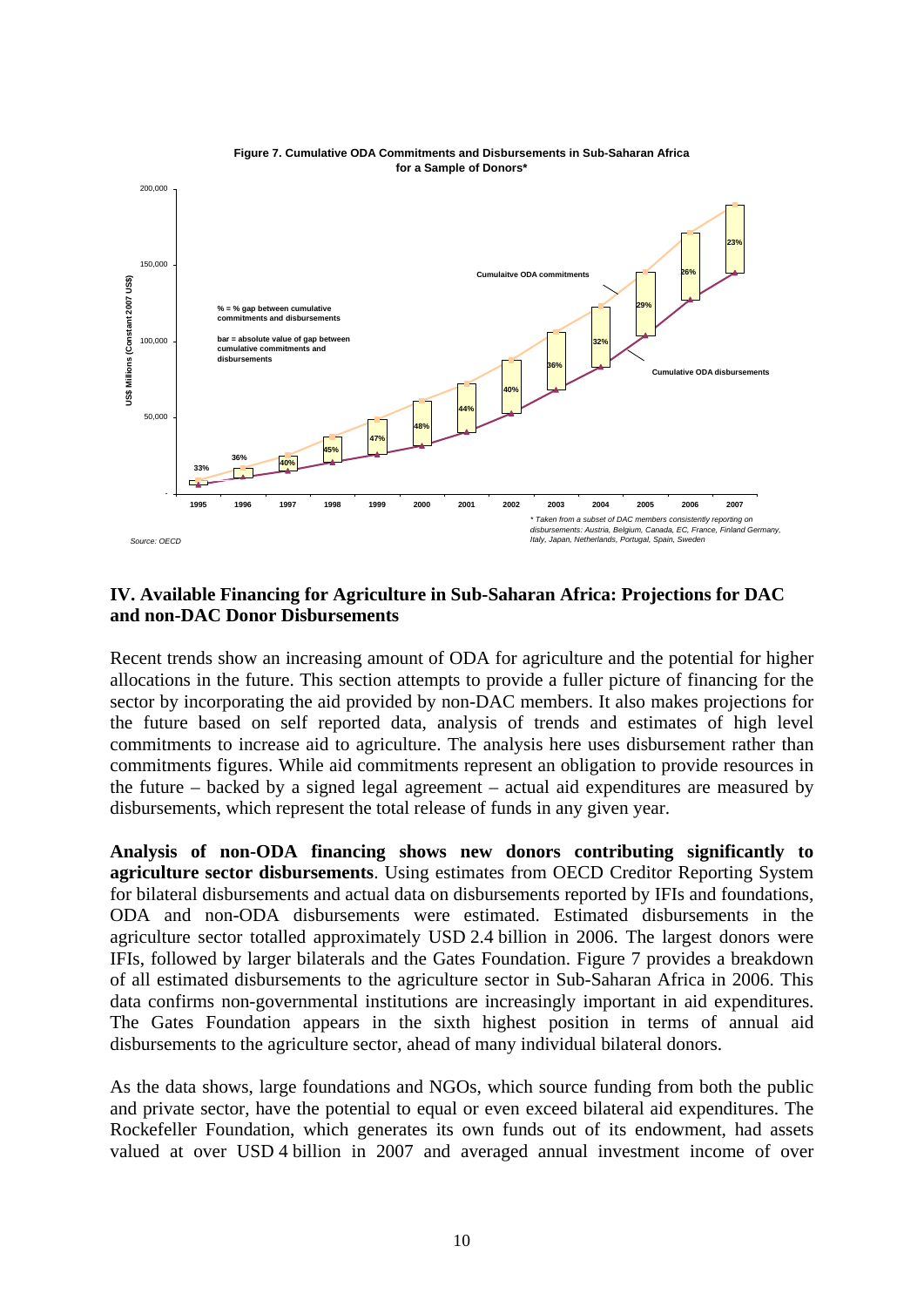**Figure 7. Cumulative ODA Commitments and Disbursements in Sub-Saharan Africa for a Sample of Donors***

% = % gap between cumulative commitments and disbursements

bar = absolute value of gap between cumulative commitments and disbursements

Cumulaitve ODA commitments

Cumulative ODA disbursements

| Year | 1995 | 1996 | 1997 | 1998 | 1999 | 2000 | 2001 | 2002 | 2003 | 2004 | 2005 | 2006 | 2007 |
|---|---|---|---|---|---|---|---|---|---|---|---|---|---|
| % gap | 33% | 36% | 40% | 45% | 47% | 48% | 44% | 40% | 36% | 32% | 29% | 26% | 23% |

US$ Millions (Constant 2007 US$)

Source: OECD

\* Taken from a subset of DAC members consistently reporting on disbursements: Austria, Belgium, Canada, EC, France, Finland Germany, Italy, Japan, Netherlands, Portugal, Spain, Sweden

## IV. Available Financing for Agriculture in Sub-Saharan Africa: Projections for DAC and non-DAC Donor Disbursements

Recent trends show an increasing amount of ODA for agriculture and the potential for higher allocations in the future. This section attempts to provide a fuller picture of financing for the sector by incorporating the aid provided by non-DAC members. It also makes projections for the future based on self reported data, analysis of trends and estimates of high level commitments to increase aid to agriculture. The analysis here uses disbursement rather than commitments figures. While aid commitments represent an obligation to provide resources in the future – backed by a signed legal agreement – actual aid expenditures are measured by disbursements, which represent the total release of funds in any given year.

**Analysis of non-ODA financing shows new donors contributing significantly to agriculture sector disbursements**. Using estimates from OECD Creditor Reporting System for bilateral disbursements and actual data on disbursements reported by IFIs and foundations, ODA and non-ODA disbursements were estimated. Estimated disbursements in the agriculture sector totalled approximately USD 2.4 billion in 2006. The largest donors were IFIs, followed by larger bilaterals and the Gates Foundation. Figure 7 provides a breakdown of all estimated disbursements to the agriculture sector in Sub-Saharan Africa in 2006. This data confirms non-governmental institutions are increasingly important in aid expenditures. The Gates Foundation appears in the sixth highest position in terms of annual aid disbursements to the agriculture sector, ahead of many individual bilateral donors.

As the data shows, large foundations and NGOs, which source funding from both the public and private sector, have the potential to equal or even exceed bilateral aid expenditures. The Rockefeller Foundation, which generates its own funds out of its endowment, had assets valued at over USD 4 billion in 2007 and averaged annual investment income of over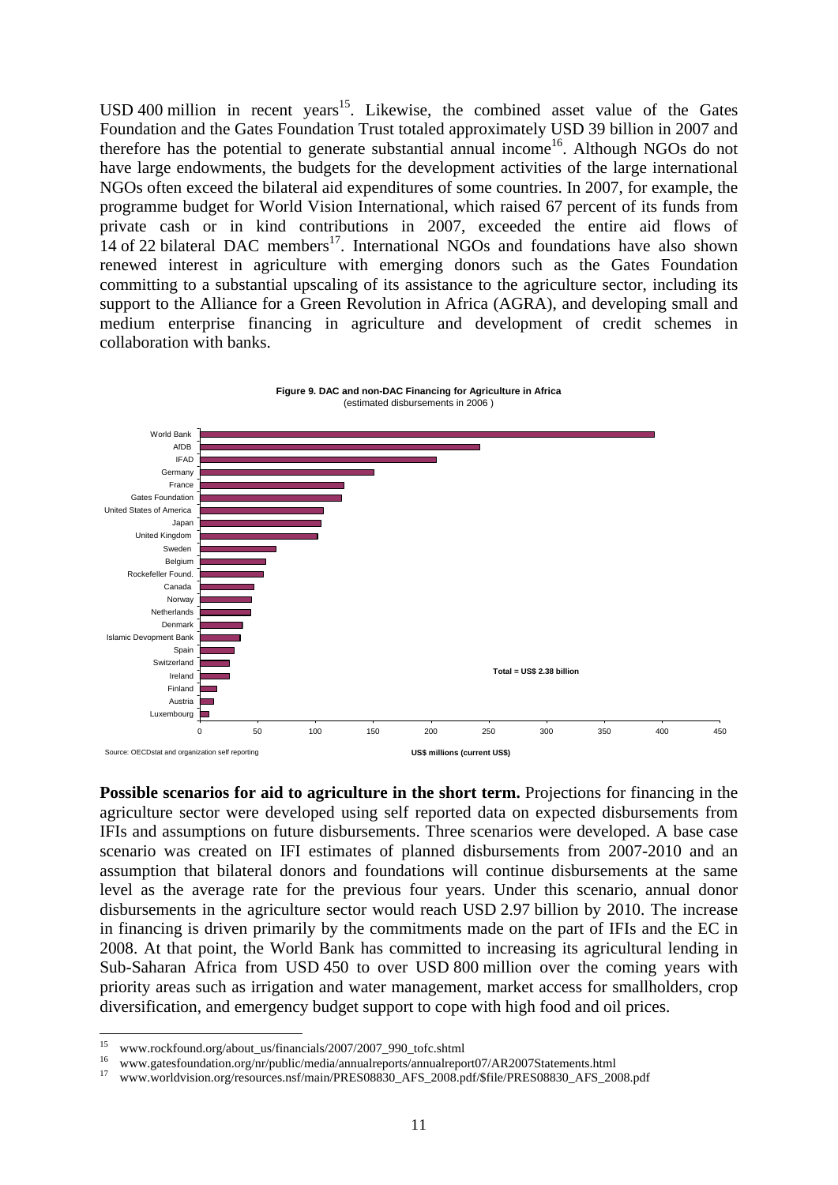USD 400 million in recent years[15]. Likewise, the combined asset value of the Gates Foundation and the Gates Foundation Trust totaled approximately USD 39 billion in 2007 and therefore has the potential to generate substantial annual income[16]. Although NGOs do not have large endowments, the budgets for the development activities of the large international NGOs often exceed the bilateral aid expenditures of some countries. In 2007, for example, the programme budget for World Vision International, which raised 67 percent of its funds from private cash or in kind contributions in 2007, exceeded the entire aid flows of 14 of 22 bilateral DAC members[17]. International NGOs and foundations have also shown renewed interest in agriculture with emerging donors such as the Gates Foundation committing to a substantial upscaling of its assistance to the agriculture sector, including its support to the Alliance for a Green Revolution in Africa (AGRA), and developing small and medium enterprise financing in agriculture and development of credit schemes in collaboration with banks.

**Figure 9. DAC and non-DAC Financing for Agriculture in Africa**
(estimated disbursements in 2006)

World Bank, AfDB, IFAD, Germany, France, Gates Foundation, United States of America, Japan, United Kingdom, Sweden, Belgium, Rockefeller Found., Canada, Norway, Netherlands, Denmark, Islamic Devopment Bank, Spain, Switzerland, Ireland, Finland, Austria, Luxembourg

Total = US$ 2.38 billion

US$ millions (current US$)

Source: OECDstat and organization self reporting

**Possible scenarios for aid to agriculture in the short term.** Projections for financing in the agriculture sector were developed using self reported data on expected disbursements from IFIs and assumptions on future disbursements. Three scenarios were developed. A base case scenario was created on IFI estimates of planned disbursements from 2007-2010 and an assumption that bilateral donors and foundations will continue disbursements at the same level as the average rate for the previous four years. Under this scenario, annual donor disbursements in the agriculture sector would reach USD 2.97 billion by 2010. The increase in financing is driven primarily by the commitments made on the part of IFIs and the EC in 2008. At that point, the World Bank has committed to increasing its agricultural lending in Sub-Saharan Africa from USD 450 to over USD 800 million over the coming years with priority areas such as irrigation and water management, market access for smallholders, crop diversification, and emergency budget support to cope with high food and oil prices.

---

[15] www.rockfound.org/about_us/financials/2007/2007_990_tofc.shtml

[16] www.gatesfoundation.org/nr/public/media/annualreports/annualreport07/AR2007Statements.html

[17] www.worldvision.org/resources.nsf/main/PRES08830_AFS_2008.pdf/$file/PRES08830_AFS_2008.pdf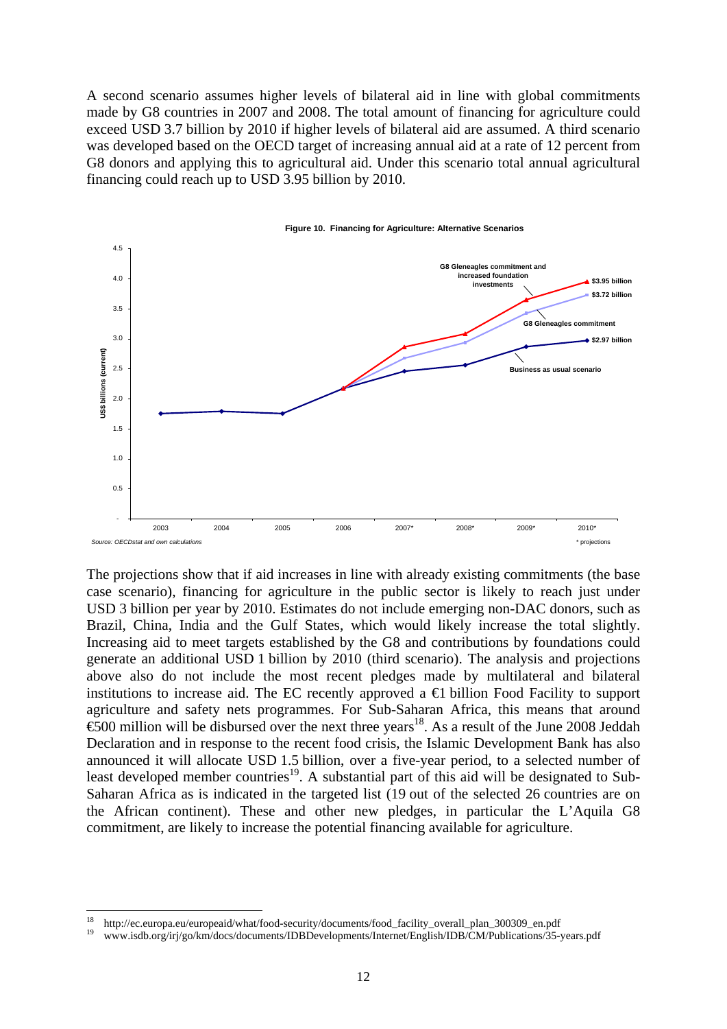A second scenario assumes higher levels of bilateral aid in line with global commitments made by G8 countries in 2007 and 2008. The total amount of financing for agriculture could exceed USD 3.7 billion by 2010 if higher levels of bilateral aid are assumed. A third scenario was developed based on the OECD target of increasing annual aid at a rate of 12 percent from G8 donors and applying this to agricultural aid. Under this scenario total annual agricultural financing could reach up to USD 3.95 billion by 2010.

**Figure 10. Financing for Agriculture: Alternative Scenarios**

Source: OECDstat and own calculations

\* projections

The projections show that if aid increases in line with already existing commitments (the base case scenario), financing for agriculture in the public sector is likely to reach just under USD 3 billion per year by 2010. Estimates do not include emerging non-DAC donors, such as Brazil, China, India and the Gulf States, which would likely increase the total slightly. Increasing aid to meet targets established by the G8 and contributions by foundations could generate an additional USD 1 billion by 2010 (third scenario). The analysis and projections above also do not include the most recent pledges made by multilateral and bilateral institutions to increase aid. The EC recently approved a €1 billion Food Facility to support agriculture and safety nets programmes. For Sub-Saharan Africa, this means that around €500 million will be disbursed over the next three years[18]. As a result of the June 2008 Jeddah Declaration and in response to the recent food crisis, the Islamic Development Bank has also announced it will allocate USD 1.5 billion, over a five-year period, to a selected number of least developed member countries[19]. A substantial part of this aid will be designated to Sub-Saharan Africa as is indicated in the targeted list (19 out of the selected 26 countries are on the African continent). These and other new pledges, in particular the L'Aquila G8 commitment, are likely to increase the potential financing available for agriculture.

---

[18] http://ec.europa.eu/europeaid/what/food-security/documents/food_facility_overall_plan_300309_en.pdf

[19] www.isdb.org/irj/go/km/docs/documents/IDBDevelopments/Internet/English/IDB/CM/Publications/35-years.pdf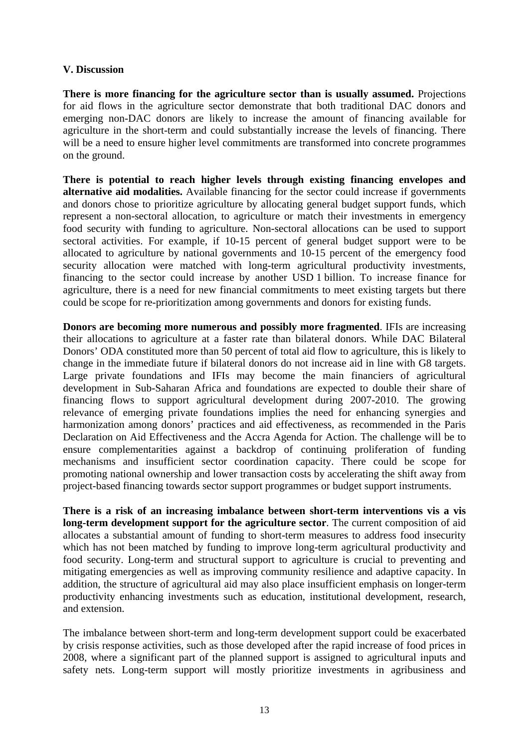## V. Discussion

**There is more financing for the agriculture sector than is usually assumed.** Projections for aid flows in the agriculture sector demonstrate that both traditional DAC donors and emerging non-DAC donors are likely to increase the amount of financing available for agriculture in the short-term and could substantially increase the levels of financing. There will be a need to ensure higher level commitments are transformed into concrete programmes on the ground.

**There is potential to reach higher levels through existing financing envelopes and alternative aid modalities.** Available financing for the sector could increase if governments and donors chose to prioritize agriculture by allocating general budget support funds, which represent a non-sectoral allocation, to agriculture or match their investments in emergency food security with funding to agriculture. Non-sectoral allocations can be used to support sectoral activities. For example, if 10-15 percent of general budget support were to be allocated to agriculture by national governments and 10-15 percent of the emergency food security allocation were matched with long-term agricultural productivity investments, financing to the sector could increase by another USD 1 billion. To increase finance for agriculture, there is a need for new financial commitments to meet existing targets but there could be scope for re-prioritization among governments and donors for existing funds.

**Donors are becoming more numerous and possibly more fragmented**. IFIs are increasing their allocations to agriculture at a faster rate than bilateral donors. While DAC Bilateral Donors' ODA constituted more than 50 percent of total aid flow to agriculture, this is likely to change in the immediate future if bilateral donors do not increase aid in line with G8 targets. Large private foundations and IFIs may become the main financiers of agricultural development in Sub-Saharan Africa and foundations are expected to double their share of financing flows to support agricultural development during 2007-2010. The growing relevance of emerging private foundations implies the need for enhancing synergies and harmonization among donors' practices and aid effectiveness, as recommended in the Paris Declaration on Aid Effectiveness and the Accra Agenda for Action. The challenge will be to ensure complementarities against a backdrop of continuing proliferation of funding mechanisms and insufficient sector coordination capacity. There could be scope for promoting national ownership and lower transaction costs by accelerating the shift away from project-based financing towards sector support programmes or budget support instruments.

**There is a risk of an increasing imbalance between short-term interventions vis a vis long-term development support for the agriculture sector**. The current composition of aid allocates a substantial amount of funding to short-term measures to address food insecurity which has not been matched by funding to improve long-term agricultural productivity and food security. Long-term and structural support to agriculture is crucial to preventing and mitigating emergencies as well as improving community resilience and adaptive capacity. In addition, the structure of agricultural aid may also place insufficient emphasis on longer-term productivity enhancing investments such as education, institutional development, research, and extension.

The imbalance between short-term and long-term development support could be exacerbated by crisis response activities, such as those developed after the rapid increase of food prices in 2008, where a significant part of the planned support is assigned to agricultural inputs and safety nets. Long-term support will mostly prioritize investments in agribusiness and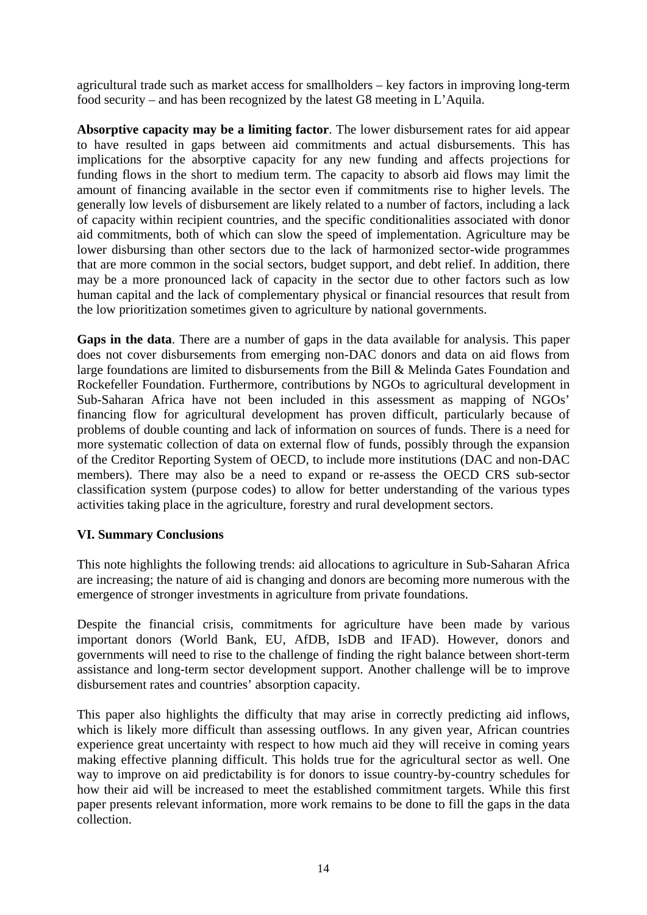agricultural trade such as market access for smallholders – key factors in improving long-term food security – and has been recognized by the latest G8 meeting in L'Aquila.

**Absorptive capacity may be a limiting factor**. The lower disbursement rates for aid appear to have resulted in gaps between aid commitments and actual disbursements. This has implications for the absorptive capacity for any new funding and affects projections for funding flows in the short to medium term. The capacity to absorb aid flows may limit the amount of financing available in the sector even if commitments rise to higher levels. The generally low levels of disbursement are likely related to a number of factors, including a lack of capacity within recipient countries, and the specific conditionalities associated with donor aid commitments, both of which can slow the speed of implementation. Agriculture may be lower disbursing than other sectors due to the lack of harmonized sector-wide programmes that are more common in the social sectors, budget support, and debt relief. In addition, there may be a more pronounced lack of capacity in the sector due to other factors such as low human capital and the lack of complementary physical or financial resources that result from the low prioritization sometimes given to agriculture by national governments.

**Gaps in the data**. There are a number of gaps in the data available for analysis. This paper does not cover disbursements from emerging non-DAC donors and data on aid flows from large foundations are limited to disbursements from the Bill & Melinda Gates Foundation and Rockefeller Foundation. Furthermore, contributions by NGOs to agricultural development in Sub-Saharan Africa have not been included in this assessment as mapping of NGOs' financing flow for agricultural development has proven difficult, particularly because of problems of double counting and lack of information on sources of funds. There is a need for more systematic collection of data on external flow of funds, possibly through the expansion of the Creditor Reporting System of OECD, to include more institutions (DAC and non-DAC members). There may also be a need to expand or re-assess the OECD CRS sub-sector classification system (purpose codes) to allow for better understanding of the various types activities taking place in the agriculture, forestry and rural development sectors.

### VI. Summary Conclusions

This note highlights the following trends: aid allocations to agriculture in Sub-Saharan Africa are increasing; the nature of aid is changing and donors are becoming more numerous with the emergence of stronger investments in agriculture from private foundations.

Despite the financial crisis, commitments for agriculture have been made by various important donors (World Bank, EU, AfDB, IsDB and IFAD). However, donors and governments will need to rise to the challenge of finding the right balance between short-term assistance and long-term sector development support. Another challenge will be to improve disbursement rates and countries' absorption capacity.

This paper also highlights the difficulty that may arise in correctly predicting aid inflows, which is likely more difficult than assessing outflows. In any given year, African countries experience great uncertainty with respect to how much aid they will receive in coming years making effective planning difficult. This holds true for the agricultural sector as well. One way to improve on aid predictability is for donors to issue country-by-country schedules for how their aid will be increased to meet the established commitment targets. While this first paper presents relevant information, more work remains to be done to fill the gaps in the data collection.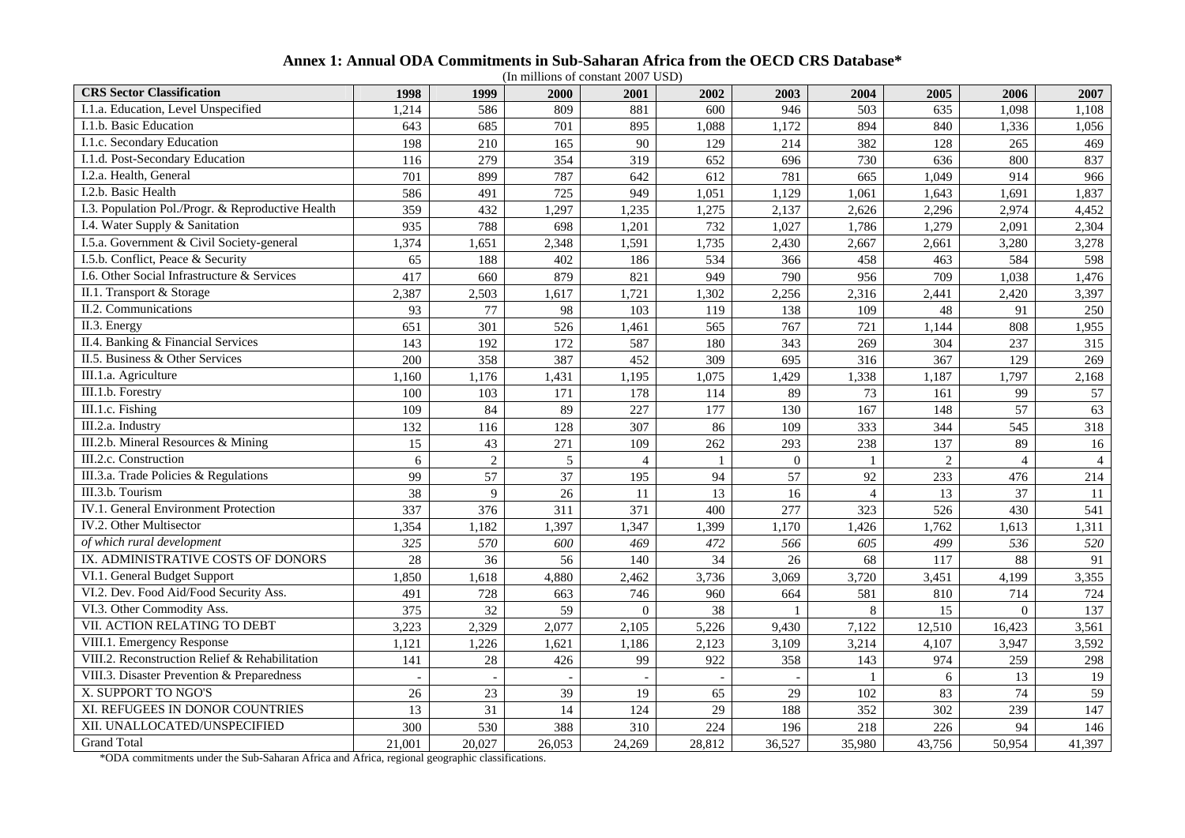**Annex 1: Annual ODA Commitments in Sub-Saharan Africa from the OECD CRS Database***

(In millions of constant 2007 USD)

| CRS Sector Classification | 1998 | 1999 | 2000 | 2001 | 2002 | 2003 | 2004 | 2005 | 2006 | 2007 |
|---|---|---|---|---|---|---|---|---|---|---|
| I.1.a. Education, Level Unspecified | 1,214 | 586 | 809 | 881 | 600 | 946 | 503 | 635 | 1,098 | 1,108 |
| I.1.b. Basic Education | 643 | 685 | 701 | 895 | 1,088 | 1,172 | 894 | 840 | 1,336 | 1,056 |
| I.1.c. Secondary Education | 198 | 210 | 165 | 90 | 129 | 214 | 382 | 128 | 265 | 469 |
| I.1.d. Post-Secondary Education | 116 | 279 | 354 | 319 | 652 | 696 | 730 | 636 | 800 | 837 |
| I.2.a. Health, General | 701 | 899 | 787 | 642 | 612 | 781 | 665 | 1,049 | 914 | 966 |
| I.2.b. Basic Health | 586 | 491 | 725 | 949 | 1,051 | 1,129 | 1,061 | 1,643 | 1,691 | 1,837 |
| I.3. Population Pol./Progr. & Reproductive Health | 359 | 432 | 1,297 | 1,235 | 1,275 | 2,137 | 2,626 | 2,296 | 2,974 | 4,452 |
| I.4. Water Supply & Sanitation | 935 | 788 | 698 | 1,201 | 732 | 1,027 | 1,786 | 1,279 | 2,091 | 2,304 |
| I.5.a. Government & Civil Society-general | 1,374 | 1,651 | 2,348 | 1,591 | 1,735 | 2,430 | 2,667 | 2,661 | 3,280 | 3,278 |
| I.5.b. Conflict, Peace & Security | 65 | 188 | 402 | 186 | 534 | 366 | 458 | 463 | 584 | 598 |
| I.6. Other Social Infrastructure & Services | 417 | 660 | 879 | 821 | 949 | 790 | 956 | 709 | 1,038 | 1,476 |
| II.1. Transport & Storage | 2,387 | 2,503 | 1,617 | 1,721 | 1,302 | 2,256 | 2,316 | 2,441 | 2,420 | 3,397 |
| II.2. Communications | 93 | 77 | 98 | 103 | 119 | 138 | 109 | 48 | 91 | 250 |
| II.3. Energy | 651 | 301 | 526 | 1,461 | 565 | 767 | 721 | 1,144 | 808 | 1,955 |
| II.4. Banking & Financial Services | 143 | 192 | 172 | 587 | 180 | 343 | 269 | 304 | 237 | 315 |
| II.5. Business & Other Services | 200 | 358 | 387 | 452 | 309 | 695 | 316 | 367 | 129 | 269 |
| III.1.a. Agriculture | 1,160 | 1,176 | 1,431 | 1,195 | 1,075 | 1,429 | 1,338 | 1,187 | 1,797 | 2,168 |
| III.1.b. Forestry | 100 | 103 | 171 | 178 | 114 | 89 | 73 | 161 | 99 | 57 |
| III.1.c. Fishing | 109 | 84 | 89 | 227 | 177 | 130 | 167 | 148 | 57 | 63 |
| III.2.a. Industry | 132 | 116 | 128 | 307 | 86 | 109 | 333 | 344 | 545 | 318 |
| III.2.b. Mineral Resources & Mining | 15 | 43 | 271 | 109 | 262 | 293 | 238 | 137 | 89 | 16 |
| III.2.c. Construction | 6 | 2 | 5 | 4 | 1 | 0 | 1 | 2 | 4 | 4 |
| III.3.a. Trade Policies & Regulations | 99 | 57 | 37 | 195 | 94 | 57 | 92 | 233 | 476 | 214 |
| III.3.b. Tourism | 38 | 9 | 26 | 11 | 13 | 16 | 4 | 13 | 37 | 11 |
| IV.1. General Environment Protection | 337 | 376 | 311 | 371 | 400 | 277 | 323 | 526 | 430 | 541 |
| IV.2. Other Multisector | 1,354 | 1,182 | 1,397 | 1,347 | 1,399 | 1,170 | 1,426 | 1,762 | 1,613 | 1,311 |
| *of which rural development* | *325* | *570* | *600* | *469* | *472* | *566* | *605* | *499* | *536* | *520* |
| IX. ADMINISTRATIVE COSTS OF DONORS | 28 | 36 | 56 | 140 | 34 | 26 | 68 | 117 | 88 | 91 |
| VI.1. General Budget Support | 1,850 | 1,618 | 4,880 | 2,462 | 3,736 | 3,069 | 3,720 | 3,451 | 4,199 | 3,355 |
| VI.2. Dev. Food Aid/Food Security Ass. | 491 | 728 | 663 | 746 | 960 | 664 | 581 | 810 | 714 | 724 |
| VI.3. Other Commodity Ass. | 375 | 32 | 59 | 0 | 38 | 1 | 8 | 15 | 0 | 137 |
| VII. ACTION RELATING TO DEBT | 3,223 | 2,329 | 2,077 | 2,105 | 5,226 | 9,430 | 7,122 | 12,510 | 16,423 | 3,561 |
| VIII.1. Emergency Response | 1,121 | 1,226 | 1,621 | 1,186 | 2,123 | 3,109 | 3,214 | 4,107 | 3,947 | 3,592 |
| VIII.2. Reconstruction Relief & Rehabilitation | 141 | 28 | 426 | 99 | 922 | 358 | 143 | 974 | 259 | 298 |
| VIII.3. Disaster Prevention & Preparedness | - | - | - | - | - | - | 1 | 6 | 13 | 19 |
| X. SUPPORT TO NGO'S | 26 | 23 | 39 | 19 | 65 | 29 | 102 | 83 | 74 | 59 |
| XI. REFUGEES IN DONOR COUNTRIES | 13 | 31 | 14 | 124 | 29 | 188 | 352 | 302 | 239 | 147 |
| XII. UNALLOCATED/UNSPECIFIED | 300 | 530 | 388 | 310 | 224 | 196 | 218 | 226 | 94 | 146 |
| Grand Total | 21,001 | 20,027 | 26,053 | 24,269 | 28,812 | 36,527 | 35,980 | 43,756 | 50,954 | 41,397 |

*ODA commitments under the Sub-Saharan Africa and Africa, regional geographic classifications.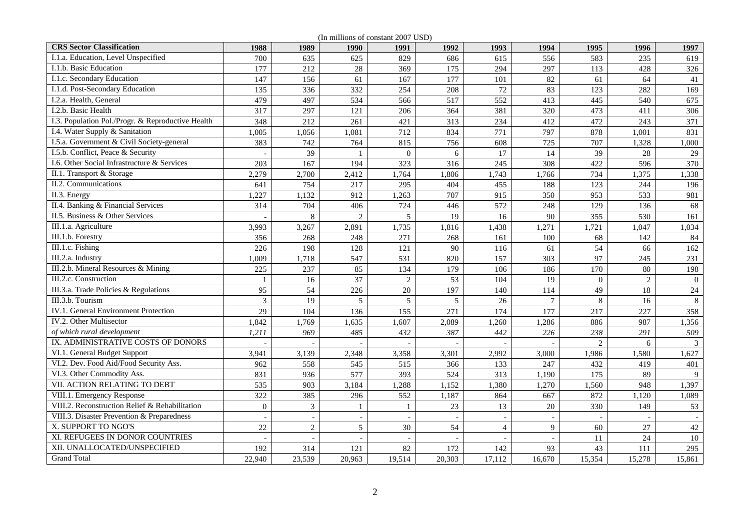(In millions of constant 2007 USD)

| CRS Sector Classification | 1988 | 1989 | 1990 | 1991 | 1992 | 1993 | 1994 | 1995 | 1996 | 1997 |
|---|---|---|---|---|---|---|---|---|---|---|
| I.1.a. Education, Level Unspecified | 700 | 635 | 625 | 829 | 686 | 615 | 556 | 583 | 235 | 619 |
| I.1.b. Basic Education | 177 | 212 | 28 | 369 | 175 | 294 | 297 | 113 | 428 | 326 |
| I.1.c. Secondary Education | 147 | 156 | 61 | 167 | 177 | 101 | 82 | 61 | 64 | 41 |
| I.1.d. Post-Secondary Education | 135 | 336 | 332 | 254 | 208 | 72 | 83 | 123 | 282 | 169 |
| I.2.a. Health, General | 479 | 497 | 534 | 566 | 517 | 552 | 413 | 445 | 540 | 675 |
| I.2.b. Basic Health | 317 | 297 | 121 | 206 | 364 | 381 | 320 | 473 | 411 | 306 |
| I.3. Population Pol./Progr. & Reproductive Health | 348 | 212 | 261 | 421 | 313 | 234 | 412 | 472 | 243 | 371 |
| I.4. Water Supply & Sanitation | 1,005 | 1,056 | 1,081 | 712 | 834 | 771 | 797 | 878 | 1,001 | 831 |
| I.5.a. Government & Civil Society-general | 383 | 742 | 764 | 815 | 756 | 608 | 725 | 707 | 1,328 | 1,000 |
| I.5.b. Conflict, Peace & Security | - | 39 | 1 | 0 | 6 | 17 | 14 | 39 | 28 | 29 |
| I.6. Other Social Infrastructure & Services | 203 | 167 | 194 | 323 | 316 | 245 | 308 | 422 | 596 | 370 |
| II.1. Transport & Storage | 2,279 | 2,700 | 2,412 | 1,764 | 1,806 | 1,743 | 1,766 | 734 | 1,375 | 1,338 |
| II.2. Communications | 641 | 754 | 217 | 295 | 404 | 455 | 188 | 123 | 244 | 196 |
| II.3. Energy | 1,227 | 1,132 | 912 | 1,263 | 707 | 915 | 350 | 953 | 533 | 981 |
| II.4. Banking & Financial Services | 314 | 704 | 406 | 724 | 446 | 572 | 248 | 129 | 136 | 68 |
| II.5. Business & Other Services | - | 8 | 2 | 5 | 19 | 16 | 90 | 355 | 530 | 161 |
| III.1.a. Agriculture | 3,993 | 3,267 | 2,891 | 1,735 | 1,816 | 1,438 | 1,271 | 1,721 | 1,047 | 1,034 |
| III.1.b. Forestry | 356 | 268 | 248 | 271 | 268 | 161 | 100 | 68 | 142 | 84 |
| III.1.c. Fishing | 226 | 198 | 128 | 121 | 90 | 116 | 61 | 54 | 66 | 162 |
| III.2.a. Industry | 1,009 | 1,718 | 547 | 531 | 820 | 157 | 303 | 97 | 245 | 231 |
| III.2.b. Mineral Resources & Mining | 225 | 237 | 85 | 134 | 179 | 106 | 186 | 170 | 80 | 198 |
| III.2.c. Construction | 1 | 16 | 37 | 2 | 53 | 104 | 19 | 0 | 2 | 0 |
| III.3.a. Trade Policies & Regulations | 95 | 54 | 226 | 20 | 197 | 140 | 114 | 49 | 18 | 24 |
| III.3.b. Tourism | 3 | 19 | 5 | 5 | 5 | 26 | 7 | 8 | 16 | 8 |
| IV.1. General Environment Protection | 29 | 104 | 136 | 155 | 271 | 174 | 177 | 217 | 227 | 358 |
| IV.2. Other Multisector | 1,842 | 1,769 | 1,635 | 1,607 | 2,089 | 1,260 | 1,286 | 886 | 987 | 1,356 |
| *of which rural development* | *1,211* | *969* | *485* | *432* | *387* | *442* | *226* | *238* | *291* | *509* |
| IX. ADMINISTRATIVE COSTS OF DONORS | - | - | - | - | - | - | - | 2 | 6 | 3 |
| VI.1. General Budget Support | 3,941 | 3,139 | 2,348 | 3,358 | 3,301 | 2,992 | 3,000 | 1,986 | 1,580 | 1,627 |
| VI.2. Dev. Food Aid/Food Security Ass. | 962 | 558 | 545 | 515 | 366 | 133 | 247 | 432 | 419 | 401 |
| VI.3. Other Commodity Ass. | 831 | 936 | 577 | 393 | 524 | 313 | 1,190 | 175 | 89 | 9 |
| VII. ACTION RELATING TO DEBT | 535 | 903 | 3,184 | 1,288 | 1,152 | 1,380 | 1,270 | 1,560 | 948 | 1,397 |
| VIII.1. Emergency Response | 322 | 385 | 296 | 552 | 1,187 | 864 | 667 | 872 | 1,120 | 1,089 |
| VIII.2. Reconstruction Relief & Rehabilitation | 0 | 3 | 1 | 1 | 23 | 13 | 20 | 330 | 149 | 53 |
| VIII.3. Disaster Prevention & Preparedness | - | - | - | - | - | - | - | - | - | - |
| X. SUPPORT TO NGO'S | 22 | 2 | 5 | 30 | 54 | 4 | 9 | 60 | 27 | 42 |
| XI. REFUGEES IN DONOR COUNTRIES | - | - | - | - | - | - | - | 11 | 24 | 10 |
| XII. UNALLOCATED/UNSPECIFIED | 192 | 314 | 121 | 82 | 172 | 142 | 93 | 43 | 111 | 295 |
| Grand Total | 22,940 | 23,539 | 20,963 | 19,514 | 20,303 | 17,112 | 16,670 | 15,354 | 15,278 | 15,861 |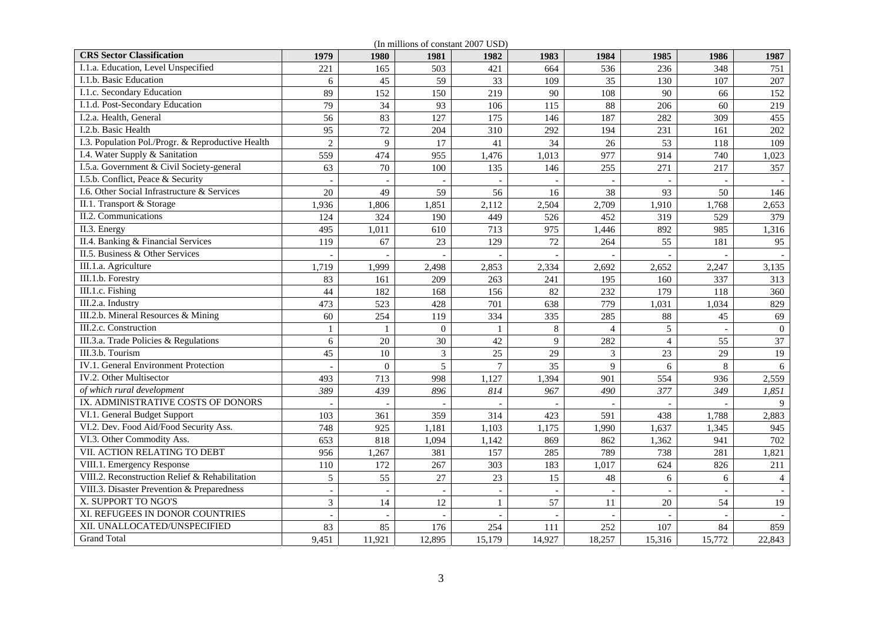(In millions of constant 2007 USD)

| CRS Sector Classification | 1979 | 1980 | 1981 | 1982 | 1983 | 1984 | 1985 | 1986 | 1987 |
|---|---|---|---|---|---|---|---|---|---|
| I.1.a. Education, Level Unspecified | 221 | 165 | 503 | 421 | 664 | 536 | 236 | 348 | 751 |
| I.1.b. Basic Education | 6 | 45 | 59 | 33 | 109 | 35 | 130 | 107 | 207 |
| I.1.c. Secondary Education | 89 | 152 | 150 | 219 | 90 | 108 | 90 | 66 | 152 |
| I.1.d. Post-Secondary Education | 79 | 34 | 93 | 106 | 115 | 88 | 206 | 60 | 219 |
| I.2.a. Health, General | 56 | 83 | 127 | 175 | 146 | 187 | 282 | 309 | 455 |
| I.2.b. Basic Health | 95 | 72 | 204 | 310 | 292 | 194 | 231 | 161 | 202 |
| I.3. Population Pol./Progr. & Reproductive Health | 2 | 9 | 17 | 41 | 34 | 26 | 53 | 118 | 109 |
| I.4. Water Supply & Sanitation | 559 | 474 | 955 | 1,476 | 1,013 | 977 | 914 | 740 | 1,023 |
| I.5.a. Government & Civil Society-general | 63 | 70 | 100 | 135 | 146 | 255 | 271 | 217 | 357 |
| I.5.b. Conflict, Peace & Security | - | - | - | - | - | - | - | - | - |
| I.6. Other Social Infrastructure & Services | 20 | 49 | 59 | 56 | 16 | 38 | 93 | 50 | 146 |
| II.1. Transport & Storage | 1,936 | 1,806 | 1,851 | 2,112 | 2,504 | 2,709 | 1,910 | 1,768 | 2,653 |
| II.2. Communications | 124 | 324 | 190 | 449 | 526 | 452 | 319 | 529 | 379 |
| II.3. Energy | 495 | 1,011 | 610 | 713 | 975 | 1,446 | 892 | 985 | 1,316 |
| II.4. Banking & Financial Services | 119 | 67 | 23 | 129 | 72 | 264 | 55 | 181 | 95 |
| II.5. Business & Other Services | - | - | - | - | - | - | - | - | - |
| III.1.a. Agriculture | 1,719 | 1,999 | 2,498 | 2,853 | 2,334 | 2,692 | 2,652 | 2,247 | 3,135 |
| III.1.b. Forestry | 83 | 161 | 209 | 263 | 241 | 195 | 160 | 337 | 313 |
| III.1.c. Fishing | 44 | 182 | 168 | 156 | 82 | 232 | 179 | 118 | 360 |
| III.2.a. Industry | 473 | 523 | 428 | 701 | 638 | 779 | 1,031 | 1,034 | 829 |
| III.2.b. Mineral Resources & Mining | 60 | 254 | 119 | 334 | 335 | 285 | 88 | 45 | 69 |
| III.2.c. Construction | 1 | 1 | 0 | 1 | 8 | 4 | 5 | - | 0 |
| III.3.a. Trade Policies & Regulations | 6 | 20 | 30 | 42 | 9 | 282 | 4 | 55 | 37 |
| III.3.b. Tourism | 45 | 10 | 3 | 25 | 29 | 3 | 23 | 29 | 19 |
| IV.1. General Environment Protection | - | 0 | 5 | 7 | 35 | 9 | 6 | 8 | 6 |
| IV.2. Other Multisector | 493 | 713 | 998 | 1,127 | 1,394 | 901 | 554 | 936 | 2,559 |
| *of which rural development* | *389* | *439* | *896* | *814* | *967* | *490* | *377* | *349* | *1,851* |
| IX. ADMINISTRATIVE COSTS OF DONORS | - | - | - | - | - | - | - | - | 9 |
| VI.1. General Budget Support | 103 | 361 | 359 | 314 | 423 | 591 | 438 | 1,788 | 2,883 |
| VI.2. Dev. Food Aid/Food Security Ass. | 748 | 925 | 1,181 | 1,103 | 1,175 | 1,990 | 1,637 | 1,345 | 945 |
| VI.3. Other Commodity Ass. | 653 | 818 | 1,094 | 1,142 | 869 | 862 | 1,362 | 941 | 702 |
| VII. ACTION RELATING TO DEBT | 956 | 1,267 | 381 | 157 | 285 | 789 | 738 | 281 | 1,821 |
| VIII.1. Emergency Response | 110 | 172 | 267 | 303 | 183 | 1,017 | 624 | 826 | 211 |
| VIII.2. Reconstruction Relief & Rehabilitation | 5 | 55 | 27 | 23 | 15 | 48 | 6 | 6 | 4 |
| VIII.3. Disaster Prevention & Preparedness | - | - | - | - | - | - | - | - | - |
| X. SUPPORT TO NGO'S | 3 | 14 | 12 | 1 | 57 | 11 | 20 | 54 | 19 |
| XI. REFUGEES IN DONOR COUNTRIES | - | - | - | - | - | - | - | - | - |
| XII. UNALLOCATED/UNSPECIFIED | 83 | 85 | 176 | 254 | 111 | 252 | 107 | 84 | 859 |
| Grand Total | 9,451 | 11,921 | 12,895 | 15,179 | 14,927 | 18,257 | 15,316 | 15,772 | 22,843 |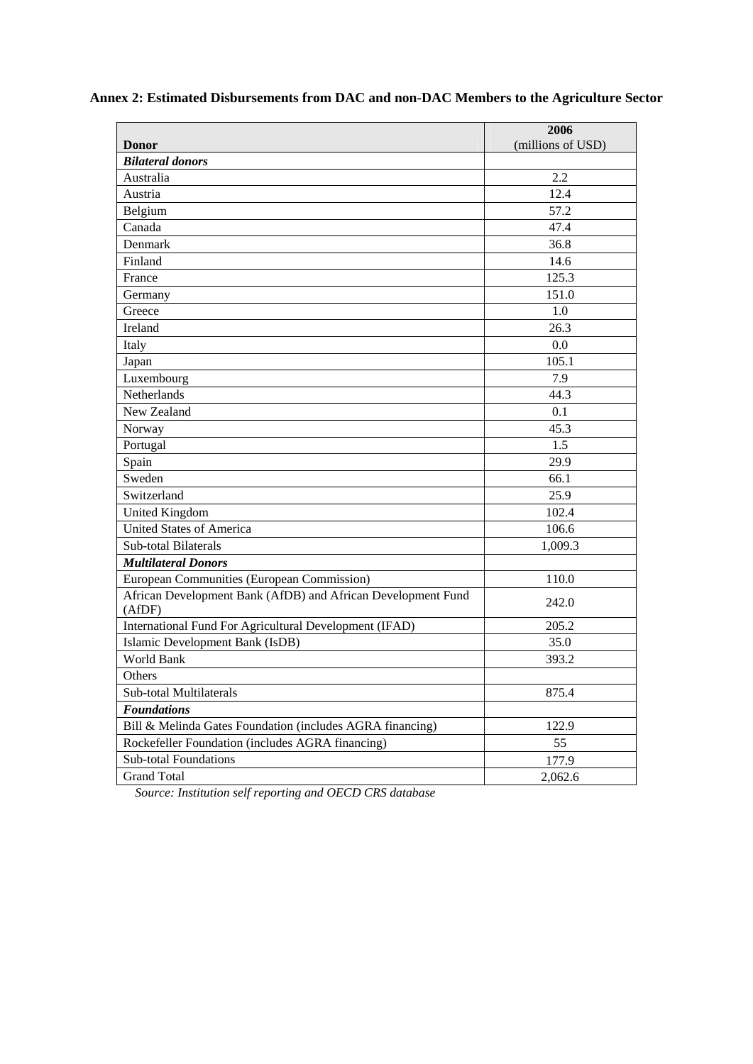**Annex 2: Estimated Disbursements from DAC and non-DAC Members to the Agriculture Sector**

| Donor | 2006 (millions of USD) |
|---|---|
| ***Bilateral donors*** | |
| Australia | 2.2 |
| Austria | 12.4 |
| Belgium | 57.2 |
| Canada | 47.4 |
| Denmark | 36.8 |
| Finland | 14.6 |
| France | 125.3 |
| Germany | 151.0 |
| Greece | 1.0 |
| Ireland | 26.3 |
| Italy | 0.0 |
| Japan | 105.1 |
| Luxembourg | 7.9 |
| Netherlands | 44.3 |
| New Zealand | 0.1 |
| Norway | 45.3 |
| Portugal | 1.5 |
| Spain | 29.9 |
| Sweden | 66.1 |
| Switzerland | 25.9 |
| United Kingdom | 102.4 |
| United States of America | 106.6 |
| Sub-total Bilaterals | 1,009.3 |
| ***Multilateral Donors*** | |
| European Communities (European Commission) | 110.0 |
| African Development Bank (AfDB) and African Development Fund (AfDF) | 242.0 |
| International Fund For Agricultural Development (IFAD) | 205.2 |
| Islamic Development Bank (IsDB) | 35.0 |
| World Bank | 393.2 |
| Others | |
| Sub-total Multilaterals | 875.4 |
| ***Foundations*** | |
| Bill & Melinda Gates Foundation (includes AGRA financing) | 122.9 |
| Rockefeller Foundation (includes AGRA financing) | 55 |
| Sub-total Foundations | 177.9 |
| Grand Total | 2,062.6 |

*Source: Institution self reporting and OECD CRS database*